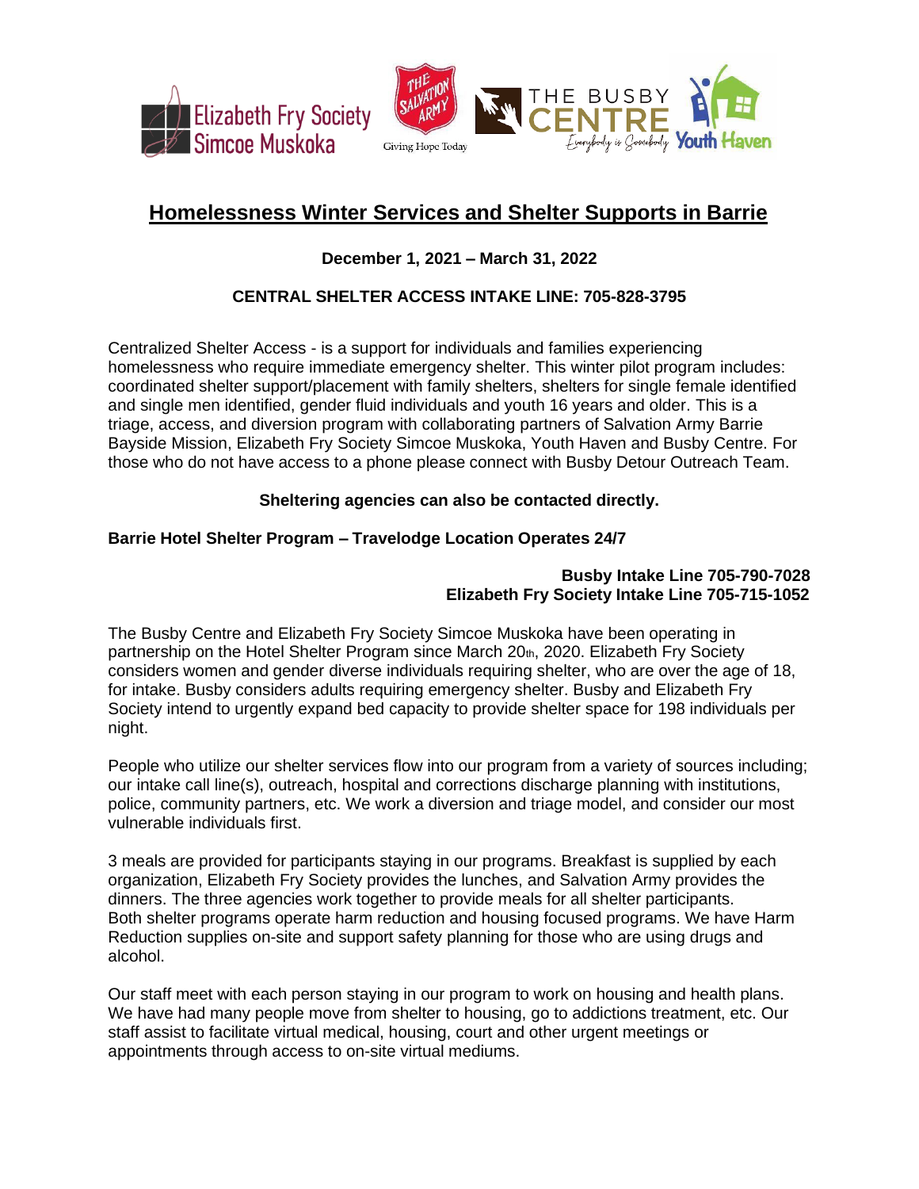# Homelessness Winter Services and Shelter Supports in Barrie

**December 1, 2021 – March 31, 2022**

**CENTRAL SHELTER ACCESS INTAKE LINE: 705-828-3795**

Centralized Shelter Access - is a support for individuals and families experiencing homelessness who require immediate emergency shelter. This winter pilot program includes: coordinated shelter support/placement with family shelters, shelters for single female identified and single men identified, gender fluid individuals and youth 16 years and older. This is a triage, access, and diversion program with collaborating partners of Salvation Army Barrie Bayside Mission, Elizabeth Fry Society Simcoe Muskoka, Youth Haven and Busby Centre. For those who do not have access to a phone please connect with Busby Detour Outreach Team.

**Sheltering agencies can also be contacted directly.**

**Barrie Hotel Shelter Program – Travelodge Location Operates 24/7**

**Busby Intake Line 705-790-7028**
**Elizabeth Fry Society Intake Line 705-715-1052**

The Busby Centre and Elizabeth Fry Society Simcoe Muskoka have been operating in partnership on the Hotel Shelter Program since March 20th, 2020. Elizabeth Fry Society considers women and gender diverse individuals requiring shelter, who are over the age of 18, for intake. Busby considers adults requiring emergency shelter. Busby and Elizabeth Fry Society intend to urgently expand bed capacity to provide shelter space for 198 individuals per night.

People who utilize our shelter services flow into our program from a variety of sources including; our intake call line(s), outreach, hospital and corrections discharge planning with institutions, police, community partners, etc. We work a diversion and triage model, and consider our most vulnerable individuals first.

3 meals are provided for participants staying in our programs. Breakfast is supplied by each organization, Elizabeth Fry Society provides the lunches, and Salvation Army provides the dinners. The three agencies work together to provide meals for all shelter participants. Both shelter programs operate harm reduction and housing focused programs. We have Harm Reduction supplies on-site and support safety planning for those who are using drugs and alcohol.

Our staff meet with each person staying in our program to work on housing and health plans. We have had many people move from shelter to housing, go to addictions treatment, etc. Our staff assist to facilitate virtual medical, housing, court and other urgent meetings or appointments through access to on-site virtual mediums.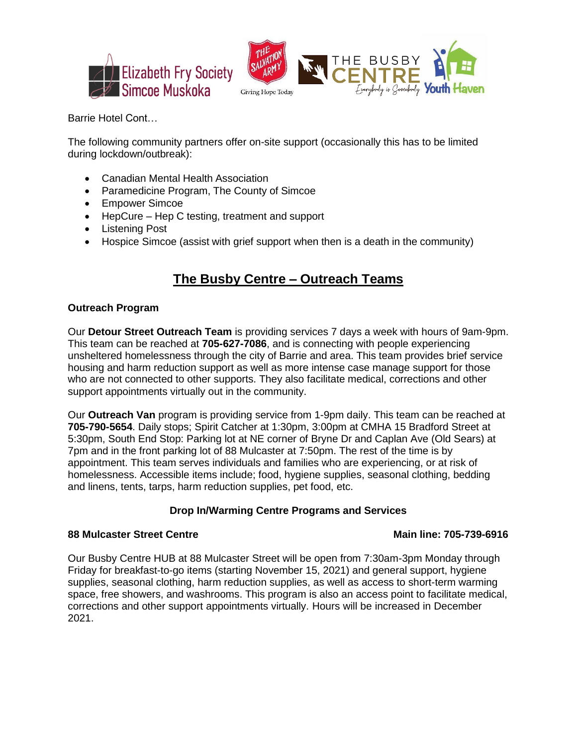Barrie Hotel Cont…

The following community partners offer on-site support (occasionally this has to be limited during lockdown/outbreak):

- Canadian Mental Health Association
- Paramedicine Program, The County of Simcoe
- Empower Simcoe
- HepCure – Hep C testing, treatment and support
- Listening Post
- Hospice Simcoe (assist with grief support when then is a death in the community)

## The Busby Centre – Outreach Teams

### Outreach Program

Our **Detour Street Outreach Team** is providing services 7 days a week with hours of 9am-9pm. This team can be reached at **705-627-7086**, and is connecting with people experiencing unsheltered homelessness through the city of Barrie and area. This team provides brief service housing and harm reduction support as well as more intense case manage support for those who are not connected to other supports. They also facilitate medical, corrections and other support appointments virtually out in the community.

Our **Outreach Van** program is providing service from 1-9pm daily. This team can be reached at **705-790-5654**. Daily stops; Spirit Catcher at 1:30pm, 3:00pm at CMHA 15 Bradford Street at 5:30pm, South End Stop: Parking lot at NE corner of Bryne Dr and Caplan Ave (Old Sears) at 7pm and in the front parking lot of 88 Mulcaster at 7:50pm. The rest of the time is by appointment. This team serves individuals and families who are experiencing, or at risk of homelessness. Accessible items include; food, hygiene supplies, seasonal clothing, bedding and linens, tents, tarps, harm reduction supplies, pet food, etc.

### Drop In/Warming Centre Programs and Services

**88 Mulcaster Street Centre** **Main line: 705-739-6916**

Our Busby Centre HUB at 88 Mulcaster Street will be open from 7:30am-3pm Monday through Friday for breakfast-to-go items (starting November 15, 2021) and general support, hygiene supplies, seasonal clothing, harm reduction supplies, as well as access to short-term warming space, free showers, and washrooms. This program is also an access point to facilitate medical, corrections and other support appointments virtually. Hours will be increased in December 2021.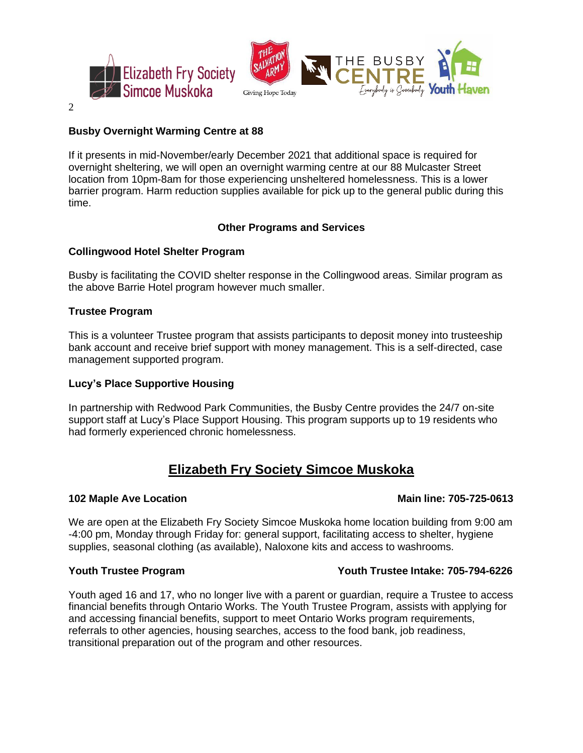### Busby Overnight Warming Centre at 88

If it presents in mid-November/early December 2021 that additional space is required for overnight sheltering, we will open an overnight warming centre at our 88 Mulcaster Street location from 10pm-8am for those experiencing unsheltered homelessness. This is a lower barrier program. Harm reduction supplies available for pick up to the general public during this time.

## Other Programs and Services

### Collingwood Hotel Shelter Program

Busby is facilitating the COVID shelter response in the Collingwood areas. Similar program as the above Barrie Hotel program however much smaller.

### Trustee Program

This is a volunteer Trustee program that assists participants to deposit money into trusteeship bank account and receive brief support with money management. This is a self-directed, case management supported program.

### Lucy's Place Supportive Housing

In partnership with Redwood Park Communities, the Busby Centre provides the 24/7 on-site support staff at Lucy's Place Support Housing. This program supports up to 19 residents who had formerly experienced chronic homelessness.

## Elizabeth Fry Society Simcoe Muskoka

### 102 Maple Ave Location — Main line: 705-725-0613

We are open at the Elizabeth Fry Society Simcoe Muskoka home location building from 9:00 am -4:00 pm, Monday through Friday for: general support, facilitating access to shelter, hygiene supplies, seasonal clothing (as available), Naloxone kits and access to washrooms.

### Youth Trustee Program — Youth Trustee Intake: 705-794-6226

Youth aged 16 and 17, who no longer live with a parent or guardian, require a Trustee to access financial benefits through Ontario Works. The Youth Trustee Program, assists with applying for and accessing financial benefits, support to meet Ontario Works program requirements, referrals to other agencies, housing searches, access to the food bank, job readiness, transitional preparation out of the program and other resources.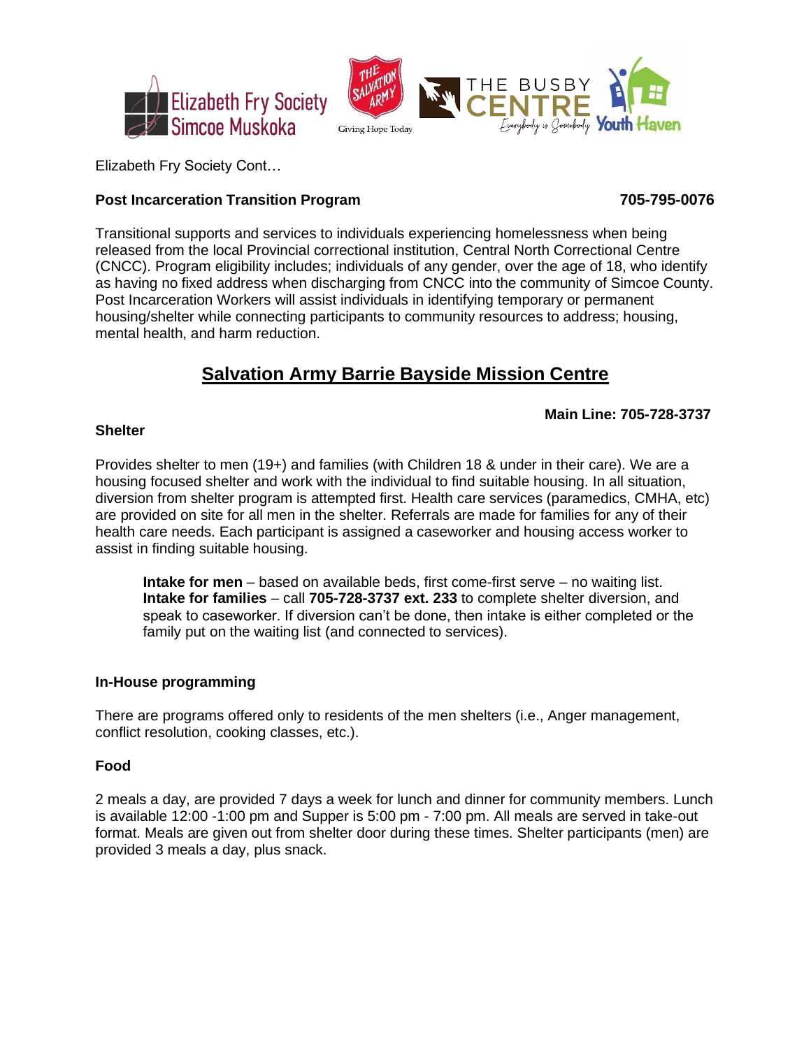Elizabeth Fry Society Cont…

**Post Incarceration Transition Program** **705-795-0076**

Transitional supports and services to individuals experiencing homelessness when being released from the local Provincial correctional institution, Central North Correctional Centre (CNCC). Program eligibility includes; individuals of any gender, over the age of 18, who identify as having no fixed address when discharging from CNCC into the community of Simcoe County. Post Incarceration Workers will assist individuals in identifying temporary or permanent housing/shelter while connecting participants to community resources to address; housing, mental health, and harm reduction.

## Salvation Army Barrie Bayside Mission Centre

**Main Line: 705-728-3737**

**Shelter**

Provides shelter to men (19+) and families (with Children 18 & under in their care). We are a housing focused shelter and work with the individual to find suitable housing. In all situation, diversion from shelter program is attempted first. Health care services (paramedics, CMHA, etc) are provided on site for all men in the shelter. Referrals are made for families for any of their health care needs. Each participant is assigned a caseworker and housing access worker to assist in finding suitable housing.

> **Intake for men** – based on available beds, first come-first serve – no waiting list.
> **Intake for families** – call **705-728-3737 ext. 233** to complete shelter diversion, and speak to caseworker. If diversion can't be done, then intake is either completed or the family put on the waiting list (and connected to services).

**In-House programming**

There are programs offered only to residents of the men shelters (i.e., Anger management, conflict resolution, cooking classes, etc.).

**Food**

2 meals a day, are provided 7 days a week for lunch and dinner for community members. Lunch is available 12:00 -1:00 pm and Supper is 5:00 pm - 7:00 pm. All meals are served in take-out format. Meals are given out from shelter door during these times. Shelter participants (men) are provided 3 meals a day, plus snack.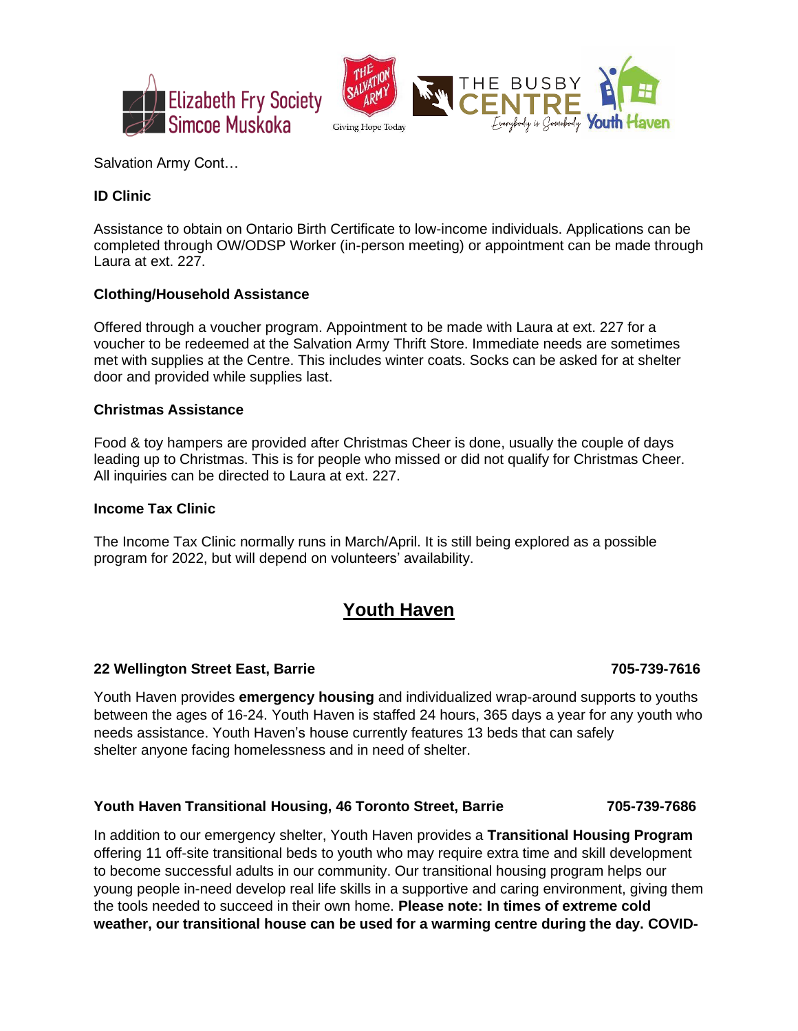Salvation Army Cont…

**ID Clinic**

Assistance to obtain on Ontario Birth Certificate to low-income individuals. Applications can be completed through OW/ODSP Worker (in-person meeting) or appointment can be made through Laura at ext. 227.

**Clothing/Household Assistance**

Offered through a voucher program. Appointment to be made with Laura at ext. 227 for a voucher to be redeemed at the Salvation Army Thrift Store. Immediate needs are sometimes met with supplies at the Centre. This includes winter coats. Socks can be asked for at shelter door and provided while supplies last.

**Christmas Assistance**

Food & toy hampers are provided after Christmas Cheer is done, usually the couple of days leading up to Christmas. This is for people who missed or did not qualify for Christmas Cheer. All inquiries can be directed to Laura at ext. 227.

**Income Tax Clinic**

The Income Tax Clinic normally runs in March/April. It is still being explored as a possible program for 2022, but will depend on volunteers' availability.

## Youth Haven

**22 Wellington Street East, Barrie** **705-739-7616**

Youth Haven provides **emergency housing** and individualized wrap-around supports to youths between the ages of 16-24. Youth Haven is staffed 24 hours, 365 days a year for any youth who needs assistance. Youth Haven's house currently features 13 beds that can safely shelter anyone facing homelessness and in need of shelter.

**Youth Haven Transitional Housing, 46 Toronto Street, Barrie** **705-739-7686**

In addition to our emergency shelter, Youth Haven provides a **Transitional Housing Program** offering 11 off-site transitional beds to youth who may require extra time and skill development to become successful adults in our community. Our transitional housing program helps our young people in-need develop real life skills in a supportive and caring environment, giving them the tools needed to succeed in their own home. **Please note: In times of extreme cold weather, our transitional house can be used for a warming centre during the day. COVID-**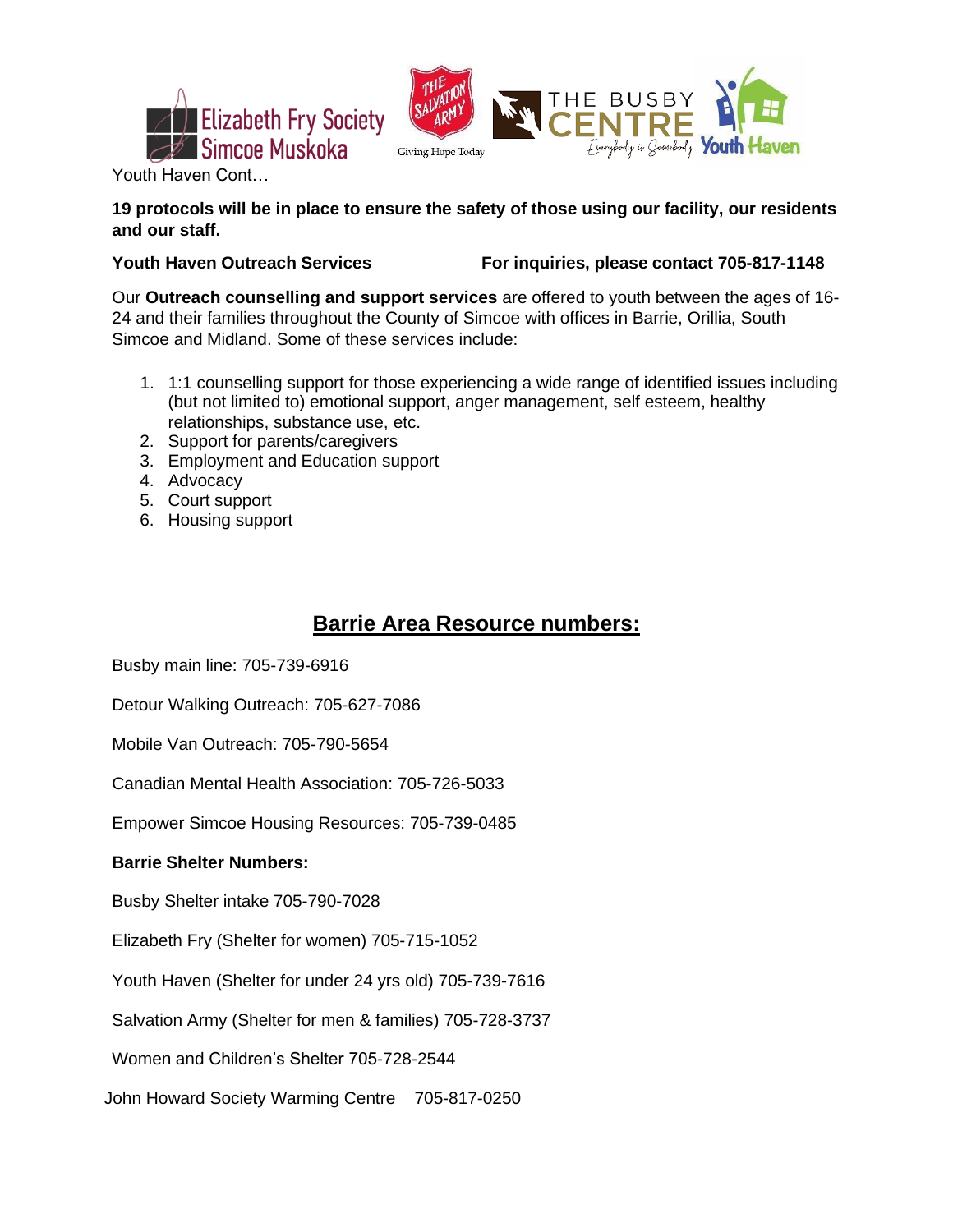Youth Haven Cont…

**19 protocols will be in place to ensure the safety of those using our facility, our residents and our staff.**

**Youth Haven Outreach Services** **For inquiries, please contact 705-817-1148**

Our **Outreach counselling and support services** are offered to youth between the ages of 16-24 and their families throughout the County of Simcoe with offices in Barrie, Orillia, South Simcoe and Midland. Some of these services include:

1. 1:1 counselling support for those experiencing a wide range of identified issues including (but not limited to) emotional support, anger management, self esteem, healthy relationships, substance use, etc.
2. Support for parents/caregivers
3. Employment and Education support
4. Advocacy
5. Court support
6. Housing support

## Barrie Area Resource numbers:

Busby main line: 705-739-6916

Detour Walking Outreach: 705-627-7086

Mobile Van Outreach: 705-790-5654

Canadian Mental Health Association: 705-726-5033

Empower Simcoe Housing Resources: 705-739-0485

**Barrie Shelter Numbers:**

Busby Shelter intake 705-790-7028

Elizabeth Fry (Shelter for women) 705-715-1052

Youth Haven (Shelter for under 24 yrs old) 705-739-7616

Salvation Army (Shelter for men & families) 705-728-3737

Women and Children's Shelter 705-728-2544

John Howard Society Warming Centre 705-817-0250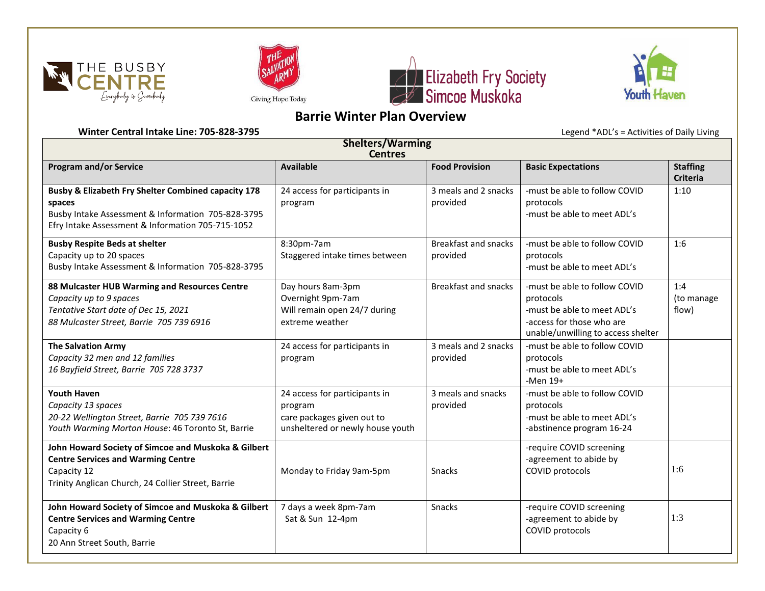# Barrie Winter Plan Overview

**Winter Central Intake Line: 705-828-3795**

Legend *ADL's = Activities of Daily Living

| **Shelters/Warming Centres** | | | | |
|---|---|---|---|---|
| **Program and/or Service** | **Available** | **Food Provision** | **Basic Expectations** | **Staffing Criteria** |
| **Busby & Elizabeth Fry Shelter Combined capacity 178 spaces**<br>Busby Intake Assessment & Information 705-828-3795<br>Efry Intake Assessment & Information 705-715-1052 | 24 access for participants in program | 3 meals and 2 snacks provided | -must be able to follow COVID protocols<br>-must be able to meet ADL's | 1:10 |
| **Busby Respite Beds at shelter**<br>Capacity up to 20 spaces<br>Busby Intake Assessment & Information 705-828-3795 | 8:30pm-7am<br>Staggered intake times between | Breakfast and snacks provided | -must be able to follow COVID protocols<br>-must be able to meet ADL's | 1:6 |
| **88 Mulcaster HUB Warming and Resources Centre**<br>*Capacity up to 9 spaces*<br>*Tentative Start date of Dec 15, 2021*<br>*88 Mulcaster Street, Barrie 705 739 6916* | Day hours 8am-3pm<br>Overnight 9pm-7am<br>Will remain open 24/7 during extreme weather | Breakfast and snacks | -must be able to follow COVID protocols<br>-must be able to meet ADL's<br>-access for those who are unable/unwilling to access shelter | 1:4<br>(to manage flow) |
| **The Salvation Army**<br>*Capacity 32 men and 12 families*<br>*16 Bayfield Street, Barrie 705 728 3737* | 24 access for participants in program | 3 meals and 2 snacks provided | -must be able to follow COVID protocols<br>-must be able to meet ADL's<br>-Men 19+ | |
| **Youth Haven**<br>*Capacity 13 spaces*<br>*20-22 Wellington Street, Barrie 705 739 7616*<br>*Youth Warming Morton House*: 46 Toronto St, Barrie | 24 access for participants in program<br>care packages given out to unsheltered or newly house youth | 3 meals and snacks provided | -must be able to follow COVID protocols<br>-must be able to meet ADL's<br>-abstinence program 16-24 | |
| **John Howard Society of Simcoe and Muskoka & Gilbert Centre Services and Warming Centre**<br>Capacity 12<br>Trinity Anglican Church, 24 Collier Street, Barrie | Monday to Friday 9am-5pm | Snacks | -require COVID screening<br>-agreement to abide by COVID protocols | 1:6 |
| **John Howard Society of Simcoe and Muskoka & Gilbert Centre Services and Warming Centre**<br>Capacity 6<br>20 Ann Street South, Barrie | 7 days a week 8pm-7am<br>Sat & Sun 12-4pm | Snacks | -require COVID screening<br>-agreement to abide by COVID protocols | 1:3 |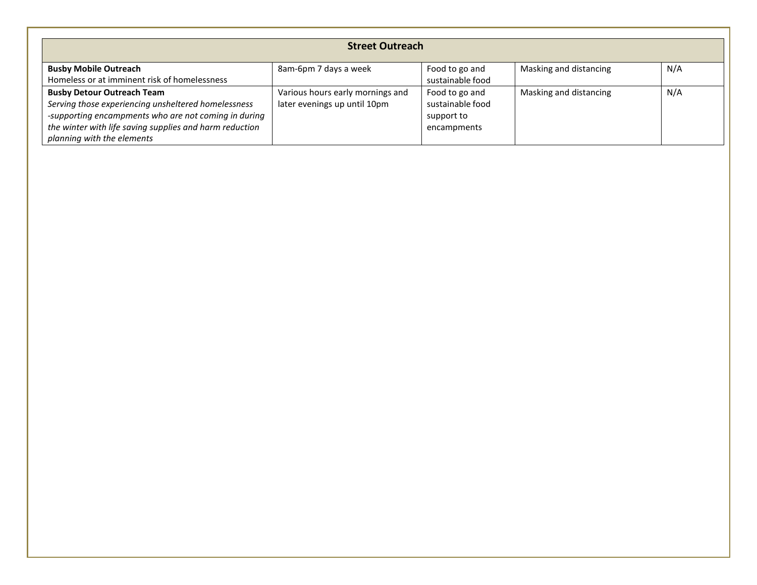| Street Outreach | | | | |
|---|---|---|---|---|
| **Busby Mobile Outreach** Homeless or at imminent risk of homelessness | 8am-6pm 7 days a week | Food to go and sustainable food | Masking and distancing | N/A |
| **Busby Detour Outreach Team** *Serving those experiencing unsheltered homelessness -supporting encampments who are not coming in during the winter with life saving supplies and harm reduction planning with the elements* | Various hours early mornings and later evenings up until 10pm | Food to go and sustainable food support to encampments | Masking and distancing | N/A |